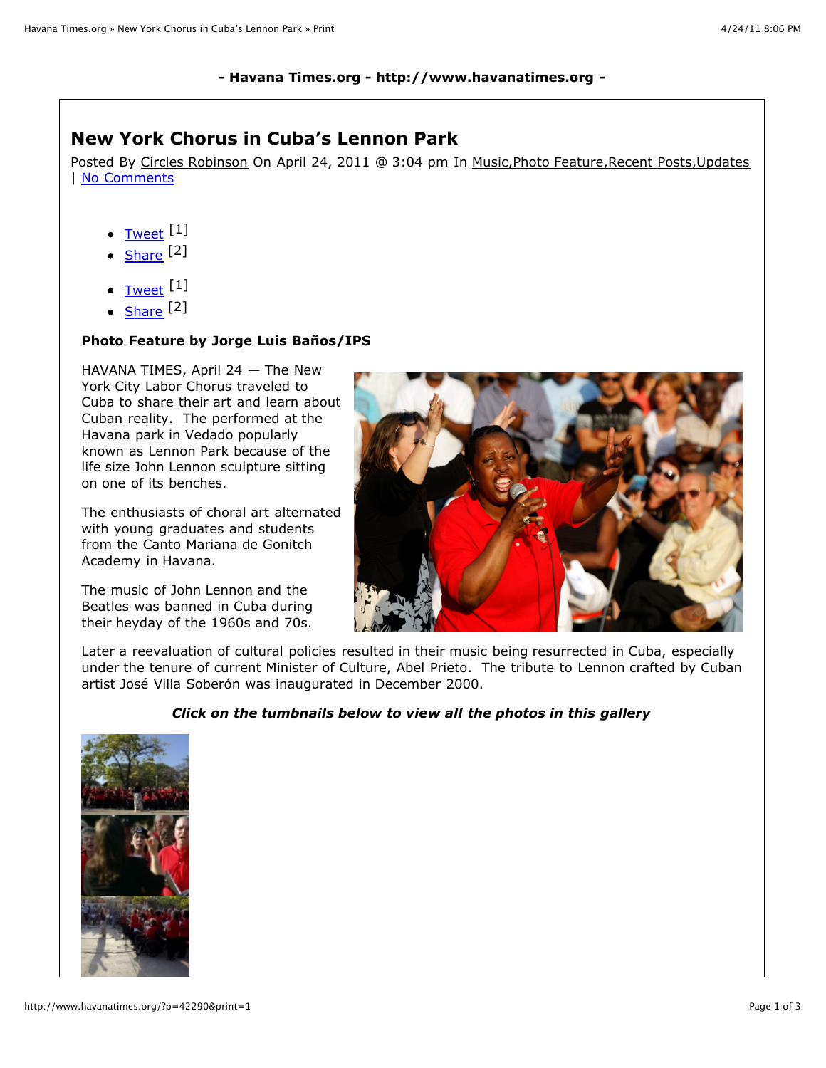**- Havana Times.org - http://www.havanatimes.org -**

# New York Chorus in Cuba's Lennon Park

Posted By Circles Robinson On April 24, 2011 @ 3:04 pm In Music,Photo Feature,Recent Posts,Updates | No Comments

- Tweet [1]
- Share [2]

- Tweet [1]
- Share [2]

**Photo Feature by Jorge Luis Baños/IPS**

HAVANA TIMES, April 24 — The New York City Labor Chorus traveled to Cuba to share their art and learn about Cuban reality. The performed at the Havana park in Vedado popularly known as Lennon Park because of the life size John Lennon sculpture sitting on one of its benches.

The enthusiasts of choral art alternated with young graduates and students from the Canto Mariana de Gonitch Academy in Havana.

The music of John Lennon and the Beatles was banned in Cuba during their heyday of the 1960s and 70s.

Later a reevaluation of cultural policies resulted in their music being resurrected in Cuba, especially under the tenure of current Minister of Culture, Abel Prieto. The tribute to Lennon crafted by Cuban artist José Villa Soberón was inaugurated in December 2000.

***Click on the tumbnails below to view all the photos in this gallery***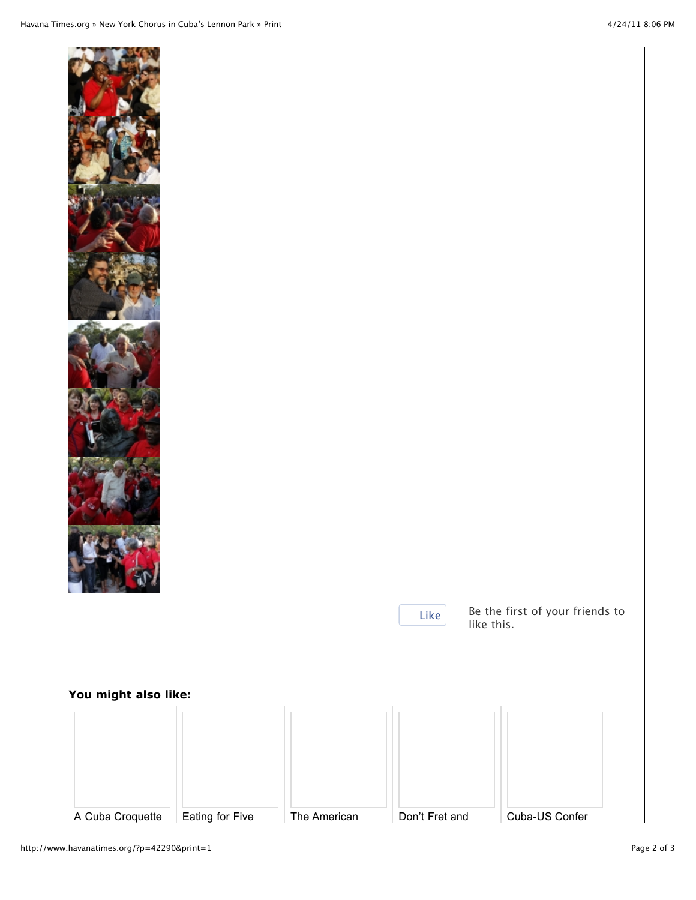Like

Be the first of your friends to like this.

**You might also like:**

A Cuba Croquette

Eating for Five

The American

Don't Fret and

Cuba-US Confer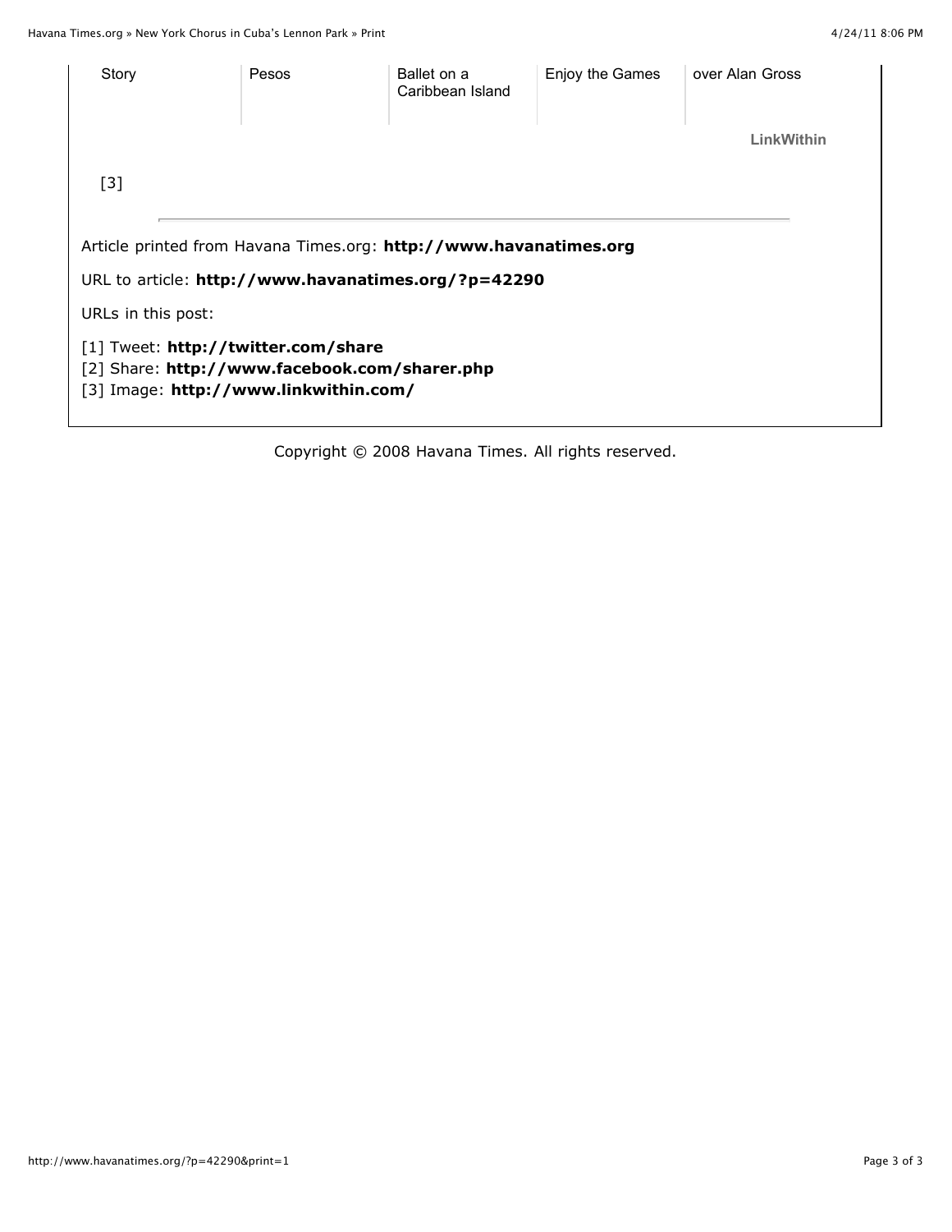| | | | | |
|---|---|---|---|---|
| Story | Pesos | Ballet on a Caribbean Island | Enjoy the Games | over Alan Gross |

LinkWithin

[3]

---

Article printed from Havana Times.org: **http://www.havanatimes.org**

URL to article: **http://www.havanatimes.org/?p=42290**

URLs in this post:

[1] Tweet: **http://twitter.com/share**
[2] Share: **http://www.facebook.com/sharer.php**
[3] Image: **http://www.linkwithin.com/**

Copyright © 2008 Havana Times. All rights reserved.